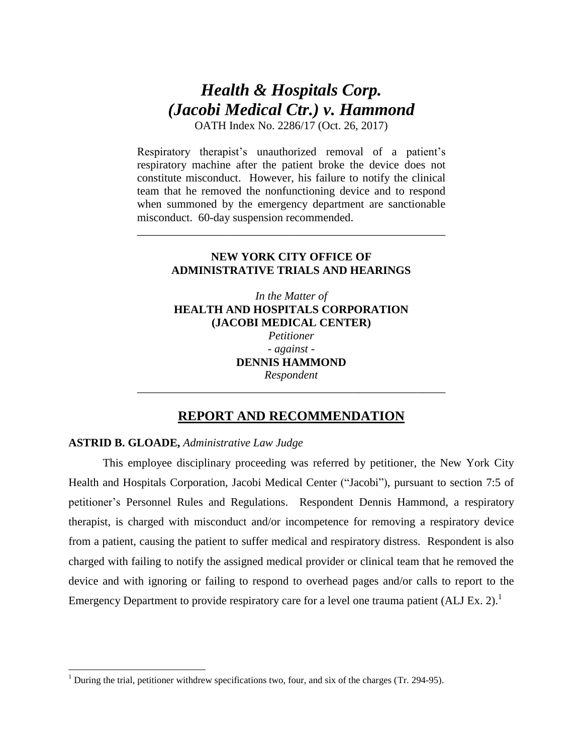# *Health & Hospitals Corp. (Jacobi Medical Ctr.) v. Hammond*

OATH Index No. 2286/17 (Oct. 26, 2017)

Respiratory therapist's unauthorized removal of a patient's respiratory machine after the patient broke the device does not constitute misconduct. However, his failure to notify the clinical team that he removed the nonfunctioning device and to respond when summoned by the emergency department are sanctionable misconduct. 60-day suspension recommended.

---

**NEW YORK CITY OFFICE OF ADMINISTRATIVE TRIALS AND HEARINGS**

*In the Matter of*
**HEALTH AND HOSPITALS CORPORATION (JACOBI MEDICAL CENTER)**
*Petitioner*
*- against -*
**DENNIS HAMMOND**
*Respondent*

---

## REPORT AND RECOMMENDATION

**ASTRID B. GLOADE,** *Administrative Law Judge*

This employee disciplinary proceeding was referred by petitioner, the New York City Health and Hospitals Corporation, Jacobi Medical Center ("Jacobi"), pursuant to section 7:5 of petitioner's Personnel Rules and Regulations. Respondent Dennis Hammond, a respiratory therapist, is charged with misconduct and/or incompetence for removing a respiratory device from a patient, causing the patient to suffer medical and respiratory distress. Respondent is also charged with failing to notify the assigned medical provider or clinical team that he removed the device and with ignoring or failing to respond to overhead pages and/or calls to report to the Emergency Department to provide respiratory care for a level one trauma patient (ALJ Ex. 2).[1]

[1] During the trial, petitioner withdrew specifications two, four, and six of the charges (Tr. 294-95).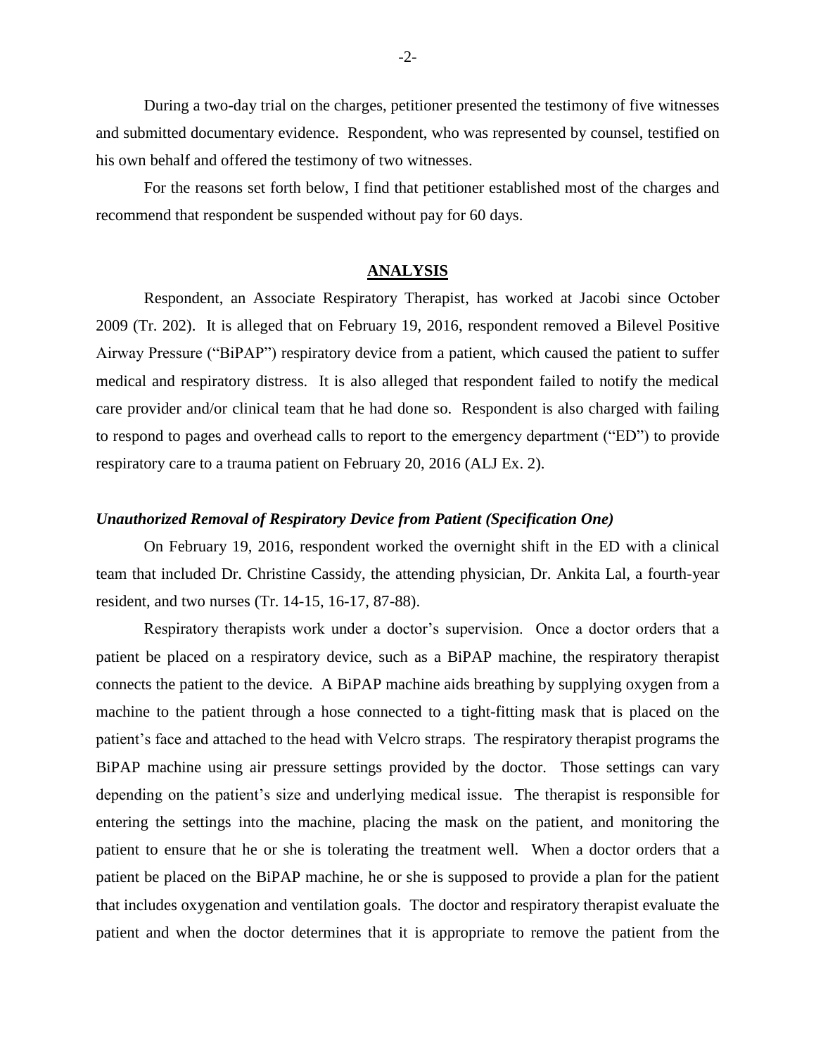During a two-day trial on the charges, petitioner presented the testimony of five witnesses and submitted documentary evidence. Respondent, who was represented by counsel, testified on his own behalf and offered the testimony of two witnesses.

For the reasons set forth below, I find that petitioner established most of the charges and recommend that respondent be suspended without pay for 60 days.

## ANALYSIS

Respondent, an Associate Respiratory Therapist, has worked at Jacobi since October 2009 (Tr. 202). It is alleged that on February 19, 2016, respondent removed a Bilevel Positive Airway Pressure ("BiPAP") respiratory device from a patient, which caused the patient to suffer medical and respiratory distress. It is also alleged that respondent failed to notify the medical care provider and/or clinical team that he had done so. Respondent is also charged with failing to respond to pages and overhead calls to report to the emergency department ("ED") to provide respiratory care to a trauma patient on February 20, 2016 (ALJ Ex. 2).

### *Unauthorized Removal of Respiratory Device from Patient (Specification One)*

On February 19, 2016, respondent worked the overnight shift in the ED with a clinical team that included Dr. Christine Cassidy, the attending physician, Dr. Ankita Lal, a fourth-year resident, and two nurses (Tr. 14-15, 16-17, 87-88).

Respiratory therapists work under a doctor's supervision. Once a doctor orders that a patient be placed on a respiratory device, such as a BiPAP machine, the respiratory therapist connects the patient to the device. A BiPAP machine aids breathing by supplying oxygen from a machine to the patient through a hose connected to a tight-fitting mask that is placed on the patient's face and attached to the head with Velcro straps. The respiratory therapist programs the BiPAP machine using air pressure settings provided by the doctor. Those settings can vary depending on the patient's size and underlying medical issue. The therapist is responsible for entering the settings into the machine, placing the mask on the patient, and monitoring the patient to ensure that he or she is tolerating the treatment well. When a doctor orders that a patient be placed on the BiPAP machine, he or she is supposed to provide a plan for the patient that includes oxygenation and ventilation goals. The doctor and respiratory therapist evaluate the patient and when the doctor determines that it is appropriate to remove the patient from the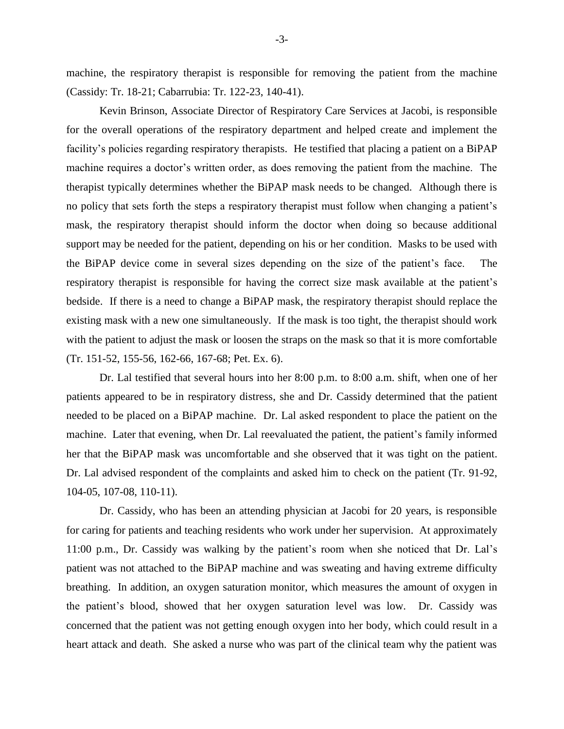machine, the respiratory therapist is responsible for removing the patient from the machine (Cassidy: Tr. 18-21; Cabarrubia: Tr. 122-23, 140-41).

Kevin Brinson, Associate Director of Respiratory Care Services at Jacobi, is responsible for the overall operations of the respiratory department and helped create and implement the facility's policies regarding respiratory therapists. He testified that placing a patient on a BiPAP machine requires a doctor's written order, as does removing the patient from the machine. The therapist typically determines whether the BiPAP mask needs to be changed. Although there is no policy that sets forth the steps a respiratory therapist must follow when changing a patient's mask, the respiratory therapist should inform the doctor when doing so because additional support may be needed for the patient, depending on his or her condition. Masks to be used with the BiPAP device come in several sizes depending on the size of the patient's face. The respiratory therapist is responsible for having the correct size mask available at the patient's bedside. If there is a need to change a BiPAP mask, the respiratory therapist should replace the existing mask with a new one simultaneously. If the mask is too tight, the therapist should work with the patient to adjust the mask or loosen the straps on the mask so that it is more comfortable (Tr. 151-52, 155-56, 162-66, 167-68; Pet. Ex. 6).

Dr. Lal testified that several hours into her 8:00 p.m. to 8:00 a.m. shift, when one of her patients appeared to be in respiratory distress, she and Dr. Cassidy determined that the patient needed to be placed on a BiPAP machine. Dr. Lal asked respondent to place the patient on the machine. Later that evening, when Dr. Lal reevaluated the patient, the patient's family informed her that the BiPAP mask was uncomfortable and she observed that it was tight on the patient. Dr. Lal advised respondent of the complaints and asked him to check on the patient (Tr. 91-92, 104-05, 107-08, 110-11).

Dr. Cassidy, who has been an attending physician at Jacobi for 20 years, is responsible for caring for patients and teaching residents who work under her supervision. At approximately 11:00 p.m., Dr. Cassidy was walking by the patient's room when she noticed that Dr. Lal's patient was not attached to the BiPAP machine and was sweating and having extreme difficulty breathing. In addition, an oxygen saturation monitor, which measures the amount of oxygen in the patient's blood, showed that her oxygen saturation level was low. Dr. Cassidy was concerned that the patient was not getting enough oxygen into her body, which could result in a heart attack and death. She asked a nurse who was part of the clinical team why the patient was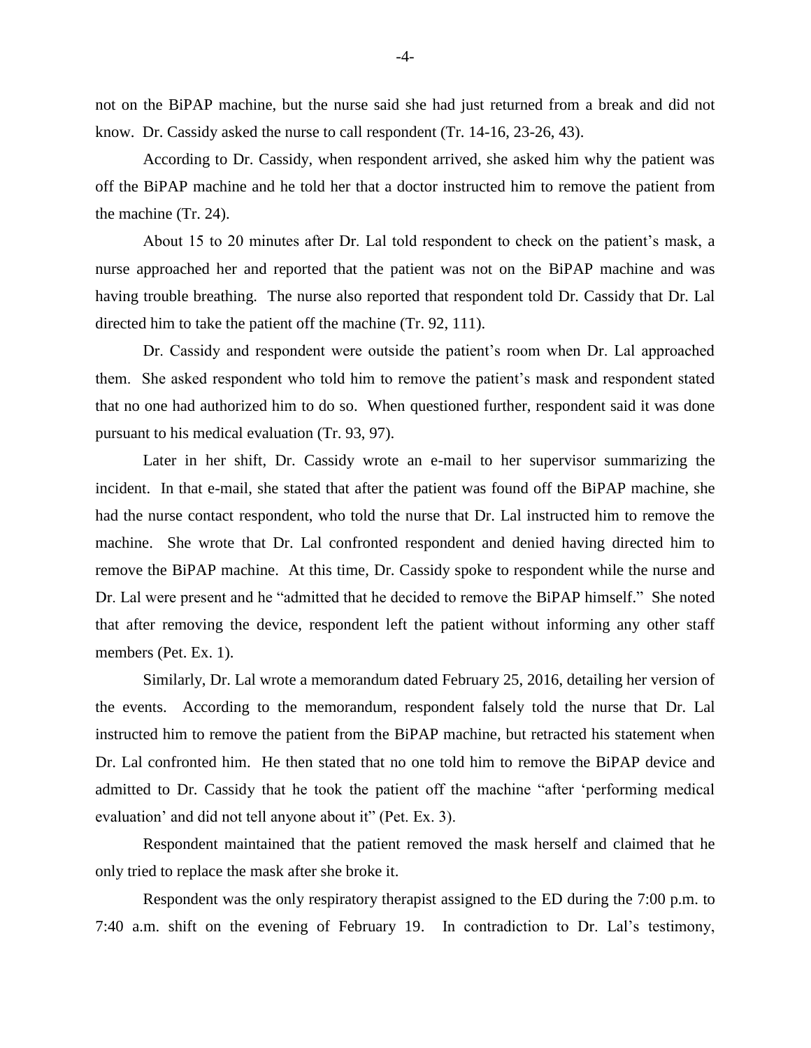not on the BiPAP machine, but the nurse said she had just returned from a break and did not know. Dr. Cassidy asked the nurse to call respondent (Tr. 14-16, 23-26, 43).

According to Dr. Cassidy, when respondent arrived, she asked him why the patient was off the BiPAP machine and he told her that a doctor instructed him to remove the patient from the machine (Tr. 24).

About 15 to 20 minutes after Dr. Lal told respondent to check on the patient's mask, a nurse approached her and reported that the patient was not on the BiPAP machine and was having trouble breathing. The nurse also reported that respondent told Dr. Cassidy that Dr. Lal directed him to take the patient off the machine (Tr. 92, 111).

Dr. Cassidy and respondent were outside the patient's room when Dr. Lal approached them. She asked respondent who told him to remove the patient's mask and respondent stated that no one had authorized him to do so. When questioned further, respondent said it was done pursuant to his medical evaluation (Tr. 93, 97).

Later in her shift, Dr. Cassidy wrote an e-mail to her supervisor summarizing the incident. In that e-mail, she stated that after the patient was found off the BiPAP machine, she had the nurse contact respondent, who told the nurse that Dr. Lal instructed him to remove the machine. She wrote that Dr. Lal confronted respondent and denied having directed him to remove the BiPAP machine. At this time, Dr. Cassidy spoke to respondent while the nurse and Dr. Lal were present and he "admitted that he decided to remove the BiPAP himself." She noted that after removing the device, respondent left the patient without informing any other staff members (Pet. Ex. 1).

Similarly, Dr. Lal wrote a memorandum dated February 25, 2016, detailing her version of the events. According to the memorandum, respondent falsely told the nurse that Dr. Lal instructed him to remove the patient from the BiPAP machine, but retracted his statement when Dr. Lal confronted him. He then stated that no one told him to remove the BiPAP device and admitted to Dr. Cassidy that he took the patient off the machine "after 'performing medical evaluation' and did not tell anyone about it" (Pet. Ex. 3).

Respondent maintained that the patient removed the mask herself and claimed that he only tried to replace the mask after she broke it.

Respondent was the only respiratory therapist assigned to the ED during the 7:00 p.m. to 7:40 a.m. shift on the evening of February 19. In contradiction to Dr. Lal's testimony,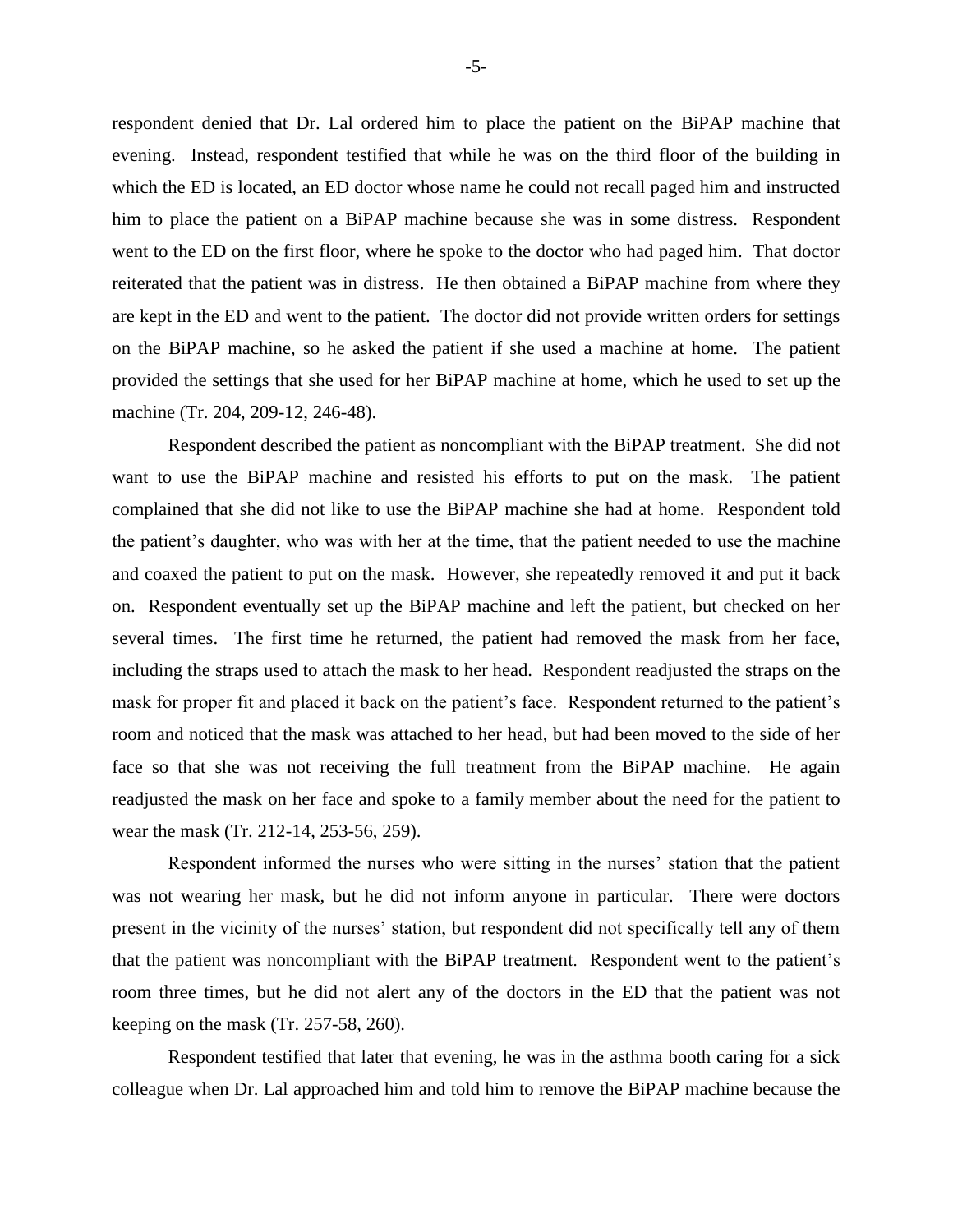respondent denied that Dr. Lal ordered him to place the patient on the BiPAP machine that evening. Instead, respondent testified that while he was on the third floor of the building in which the ED is located, an ED doctor whose name he could not recall paged him and instructed him to place the patient on a BiPAP machine because she was in some distress. Respondent went to the ED on the first floor, where he spoke to the doctor who had paged him. That doctor reiterated that the patient was in distress. He then obtained a BiPAP machine from where they are kept in the ED and went to the patient. The doctor did not provide written orders for settings on the BiPAP machine, so he asked the patient if she used a machine at home. The patient provided the settings that she used for her BiPAP machine at home, which he used to set up the machine (Tr. 204, 209-12, 246-48).

Respondent described the patient as noncompliant with the BiPAP treatment. She did not want to use the BiPAP machine and resisted his efforts to put on the mask. The patient complained that she did not like to use the BiPAP machine she had at home. Respondent told the patient's daughter, who was with her at the time, that the patient needed to use the machine and coaxed the patient to put on the mask. However, she repeatedly removed it and put it back on. Respondent eventually set up the BiPAP machine and left the patient, but checked on her several times. The first time he returned, the patient had removed the mask from her face, including the straps used to attach the mask to her head. Respondent readjusted the straps on the mask for proper fit and placed it back on the patient's face. Respondent returned to the patient's room and noticed that the mask was attached to her head, but had been moved to the side of her face so that she was not receiving the full treatment from the BiPAP machine. He again readjusted the mask on her face and spoke to a family member about the need for the patient to wear the mask (Tr. 212-14, 253-56, 259).

Respondent informed the nurses who were sitting in the nurses' station that the patient was not wearing her mask, but he did not inform anyone in particular. There were doctors present in the vicinity of the nurses' station, but respondent did not specifically tell any of them that the patient was noncompliant with the BiPAP treatment. Respondent went to the patient's room three times, but he did not alert any of the doctors in the ED that the patient was not keeping on the mask (Tr. 257-58, 260).

Respondent testified that later that evening, he was in the asthma booth caring for a sick colleague when Dr. Lal approached him and told him to remove the BiPAP machine because the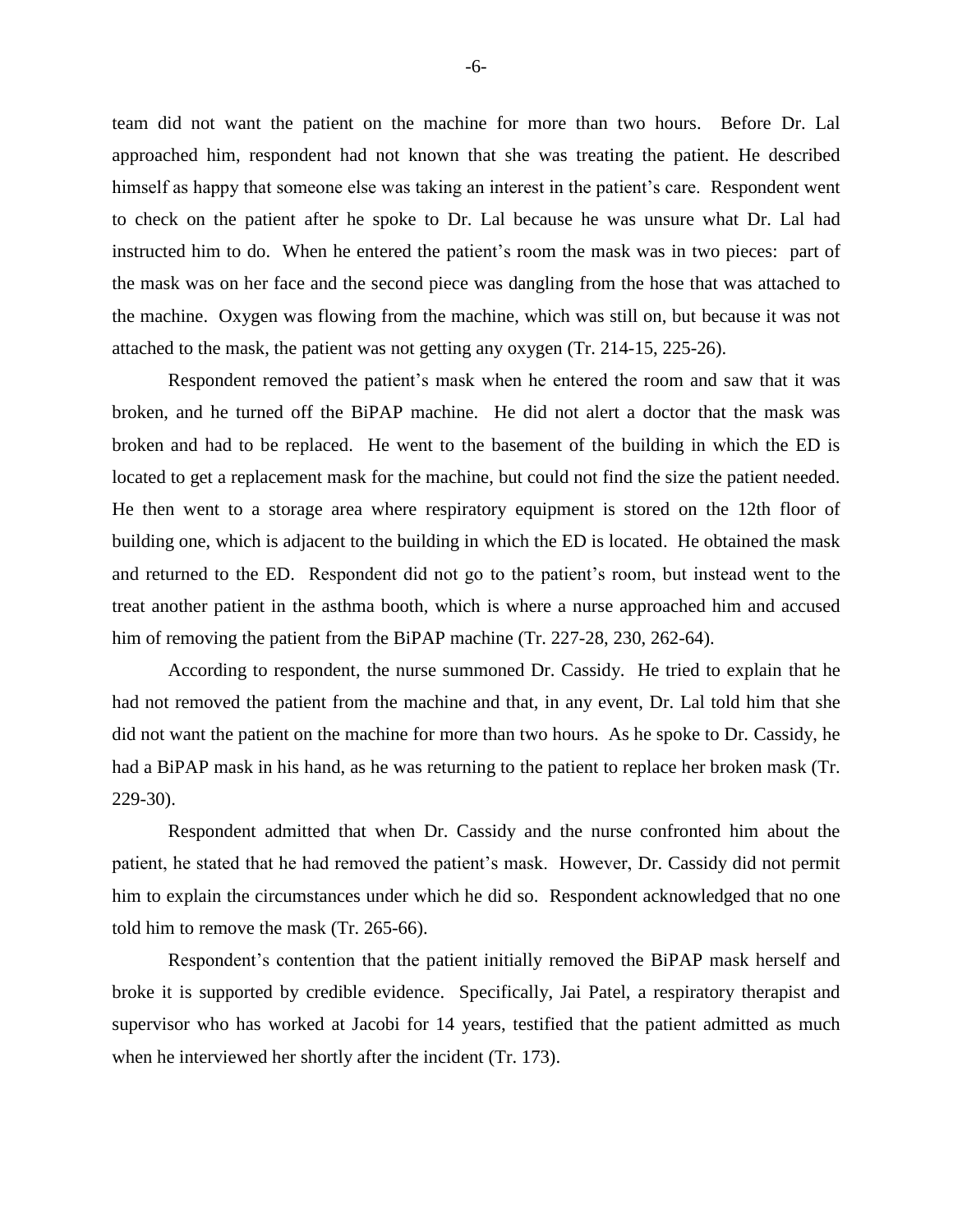team did not want the patient on the machine for more than two hours. Before Dr. Lal approached him, respondent had not known that she was treating the patient. He described himself as happy that someone else was taking an interest in the patient's care. Respondent went to check on the patient after he spoke to Dr. Lal because he was unsure what Dr. Lal had instructed him to do. When he entered the patient's room the mask was in two pieces: part of the mask was on her face and the second piece was dangling from the hose that was attached to the machine. Oxygen was flowing from the machine, which was still on, but because it was not attached to the mask, the patient was not getting any oxygen (Tr. 214-15, 225-26).

Respondent removed the patient's mask when he entered the room and saw that it was broken, and he turned off the BiPAP machine. He did not alert a doctor that the mask was broken and had to be replaced. He went to the basement of the building in which the ED is located to get a replacement mask for the machine, but could not find the size the patient needed. He then went to a storage area where respiratory equipment is stored on the 12th floor of building one, which is adjacent to the building in which the ED is located. He obtained the mask and returned to the ED. Respondent did not go to the patient's room, but instead went to the treat another patient in the asthma booth, which is where a nurse approached him and accused him of removing the patient from the BiPAP machine (Tr. 227-28, 230, 262-64).

According to respondent, the nurse summoned Dr. Cassidy. He tried to explain that he had not removed the patient from the machine and that, in any event, Dr. Lal told him that she did not want the patient on the machine for more than two hours. As he spoke to Dr. Cassidy, he had a BiPAP mask in his hand, as he was returning to the patient to replace her broken mask (Tr. 229-30).

Respondent admitted that when Dr. Cassidy and the nurse confronted him about the patient, he stated that he had removed the patient's mask. However, Dr. Cassidy did not permit him to explain the circumstances under which he did so. Respondent acknowledged that no one told him to remove the mask (Tr. 265-66).

Respondent's contention that the patient initially removed the BiPAP mask herself and broke it is supported by credible evidence. Specifically, Jai Patel, a respiratory therapist and supervisor who has worked at Jacobi for 14 years, testified that the patient admitted as much when he interviewed her shortly after the incident (Tr. 173).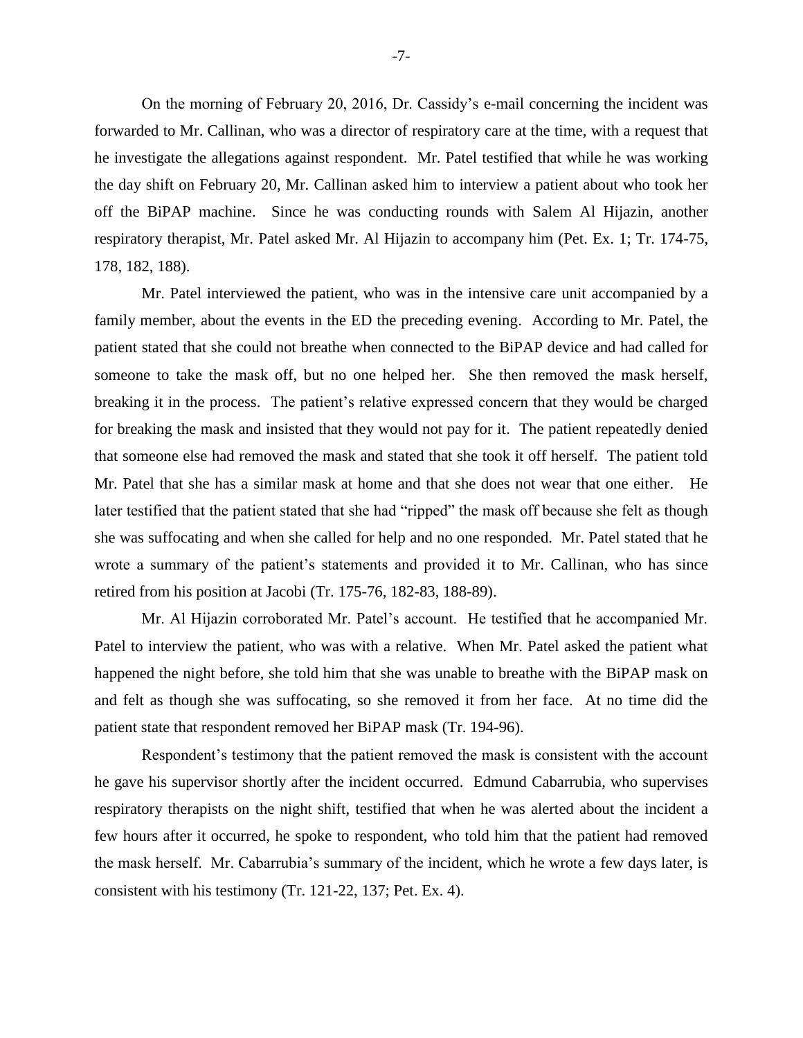On the morning of February 20, 2016, Dr. Cassidy's e-mail concerning the incident was forwarded to Mr. Callinan, who was a director of respiratory care at the time, with a request that he investigate the allegations against respondent. Mr. Patel testified that while he was working the day shift on February 20, Mr. Callinan asked him to interview a patient about who took her off the BiPAP machine. Since he was conducting rounds with Salem Al Hijazin, another respiratory therapist, Mr. Patel asked Mr. Al Hijazin to accompany him (Pet. Ex. 1; Tr. 174-75, 178, 182, 188).

Mr. Patel interviewed the patient, who was in the intensive care unit accompanied by a family member, about the events in the ED the preceding evening. According to Mr. Patel, the patient stated that she could not breathe when connected to the BiPAP device and had called for someone to take the mask off, but no one helped her. She then removed the mask herself, breaking it in the process. The patient's relative expressed concern that they would be charged for breaking the mask and insisted that they would not pay for it. The patient repeatedly denied that someone else had removed the mask and stated that she took it off herself. The patient told Mr. Patel that she has a similar mask at home and that she does not wear that one either. He later testified that the patient stated that she had "ripped" the mask off because she felt as though she was suffocating and when she called for help and no one responded. Mr. Patel stated that he wrote a summary of the patient's statements and provided it to Mr. Callinan, who has since retired from his position at Jacobi (Tr. 175-76, 182-83, 188-89).

Mr. Al Hijazin corroborated Mr. Patel's account. He testified that he accompanied Mr. Patel to interview the patient, who was with a relative. When Mr. Patel asked the patient what happened the night before, she told him that she was unable to breathe with the BiPAP mask on and felt as though she was suffocating, so she removed it from her face. At no time did the patient state that respondent removed her BiPAP mask (Tr. 194-96).

Respondent's testimony that the patient removed the mask is consistent with the account he gave his supervisor shortly after the incident occurred. Edmund Cabarrubia, who supervises respiratory therapists on the night shift, testified that when he was alerted about the incident a few hours after it occurred, he spoke to respondent, who told him that the patient had removed the mask herself. Mr. Cabarrubia's summary of the incident, which he wrote a few days later, is consistent with his testimony (Tr. 121-22, 137; Pet. Ex. 4).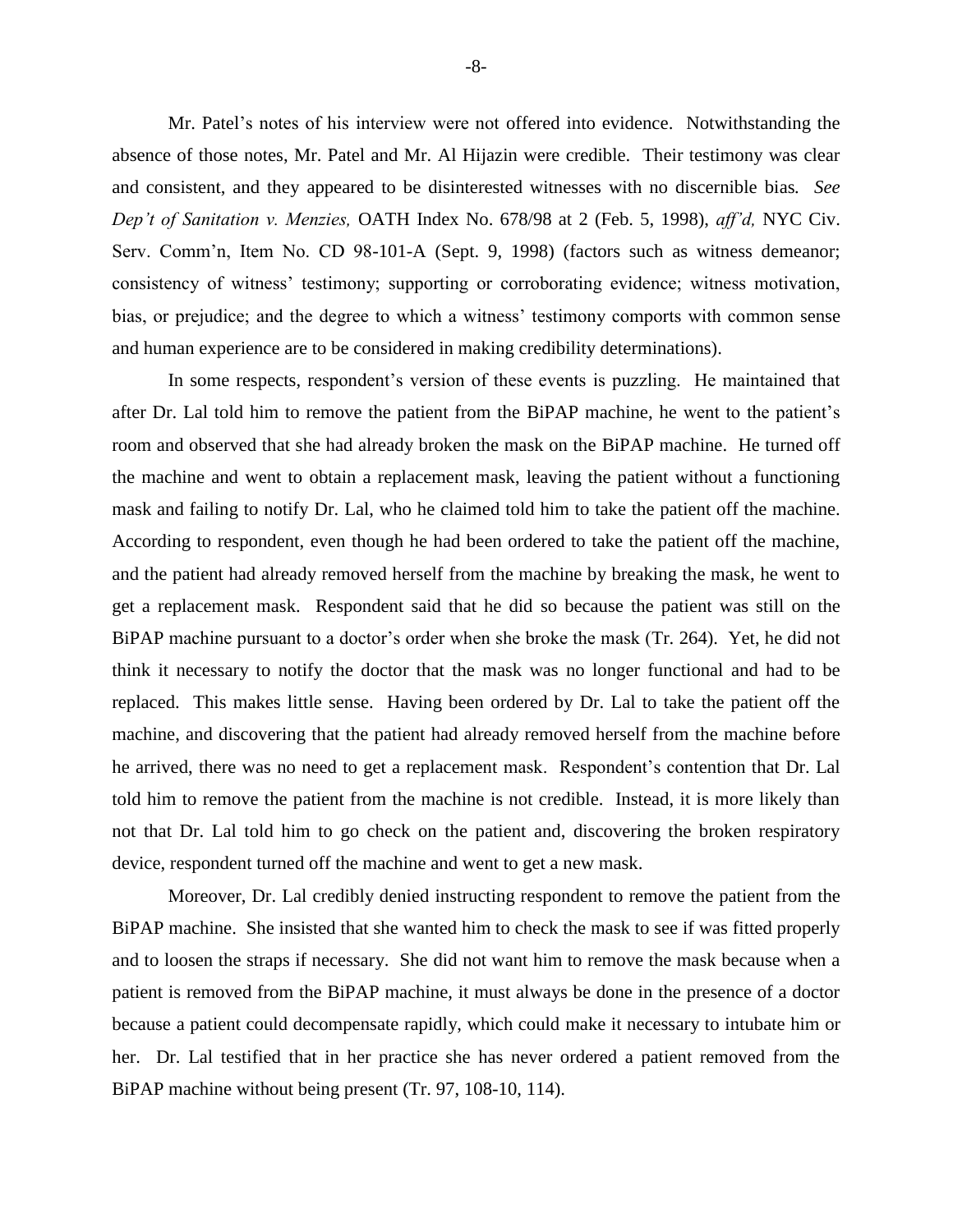Mr. Patel's notes of his interview were not offered into evidence. Notwithstanding the absence of those notes, Mr. Patel and Mr. Al Hijazin were credible. Their testimony was clear and consistent, and they appeared to be disinterested witnesses with no discernible bias. *See Dep't of Sanitation v. Menzies,* OATH Index No. 678/98 at 2 (Feb. 5, 1998), *aff'd,* NYC Civ. Serv. Comm'n, Item No. CD 98-101-A (Sept. 9, 1998) (factors such as witness demeanor; consistency of witness' testimony; supporting or corroborating evidence; witness motivation, bias, or prejudice; and the degree to which a witness' testimony comports with common sense and human experience are to be considered in making credibility determinations).

In some respects, respondent's version of these events is puzzling. He maintained that after Dr. Lal told him to remove the patient from the BiPAP machine, he went to the patient's room and observed that she had already broken the mask on the BiPAP machine. He turned off the machine and went to obtain a replacement mask, leaving the patient without a functioning mask and failing to notify Dr. Lal, who he claimed told him to take the patient off the machine. According to respondent, even though he had been ordered to take the patient off the machine, and the patient had already removed herself from the machine by breaking the mask, he went to get a replacement mask. Respondent said that he did so because the patient was still on the BiPAP machine pursuant to a doctor's order when she broke the mask (Tr. 264). Yet, he did not think it necessary to notify the doctor that the mask was no longer functional and had to be replaced. This makes little sense. Having been ordered by Dr. Lal to take the patient off the machine, and discovering that the patient had already removed herself from the machine before he arrived, there was no need to get a replacement mask. Respondent's contention that Dr. Lal told him to remove the patient from the machine is not credible. Instead, it is more likely than not that Dr. Lal told him to go check on the patient and, discovering the broken respiratory device, respondent turned off the machine and went to get a new mask.

Moreover, Dr. Lal credibly denied instructing respondent to remove the patient from the BiPAP machine. She insisted that she wanted him to check the mask to see if was fitted properly and to loosen the straps if necessary. She did not want him to remove the mask because when a patient is removed from the BiPAP machine, it must always be done in the presence of a doctor because a patient could decompensate rapidly, which could make it necessary to intubate him or her. Dr. Lal testified that in her practice she has never ordered a patient removed from the BiPAP machine without being present (Tr. 97, 108-10, 114).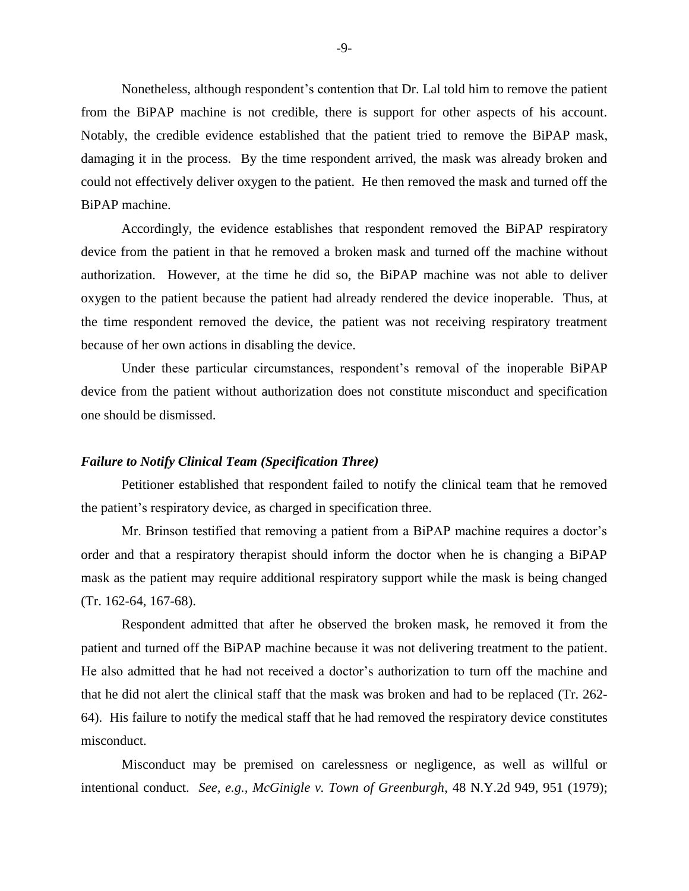Nonetheless, although respondent's contention that Dr. Lal told him to remove the patient from the BiPAP machine is not credible, there is support for other aspects of his account. Notably, the credible evidence established that the patient tried to remove the BiPAP mask, damaging it in the process. By the time respondent arrived, the mask was already broken and could not effectively deliver oxygen to the patient. He then removed the mask and turned off the BiPAP machine.

Accordingly, the evidence establishes that respondent removed the BiPAP respiratory device from the patient in that he removed a broken mask and turned off the machine without authorization. However, at the time he did so, the BiPAP machine was not able to deliver oxygen to the patient because the patient had already rendered the device inoperable. Thus, at the time respondent removed the device, the patient was not receiving respiratory treatment because of her own actions in disabling the device.

Under these particular circumstances, respondent's removal of the inoperable BiPAP device from the patient without authorization does not constitute misconduct and specification one should be dismissed.

***Failure to Notify Clinical Team (Specification Three)***

Petitioner established that respondent failed to notify the clinical team that he removed the patient's respiratory device, as charged in specification three.

Mr. Brinson testified that removing a patient from a BiPAP machine requires a doctor's order and that a respiratory therapist should inform the doctor when he is changing a BiPAP mask as the patient may require additional respiratory support while the mask is being changed (Tr. 162-64, 167-68).

Respondent admitted that after he observed the broken mask, he removed it from the patient and turned off the BiPAP machine because it was not delivering treatment to the patient. He also admitted that he had not received a doctor's authorization to turn off the machine and that he did not alert the clinical staff that the mask was broken and had to be replaced (Tr. 262-64). His failure to notify the medical staff that he had removed the respiratory device constitutes misconduct.

Misconduct may be premised on carelessness or negligence, as well as willful or intentional conduct. *See, e.g., McGinigle v. Town of Greenburgh*, 48 N.Y.2d 949, 951 (1979);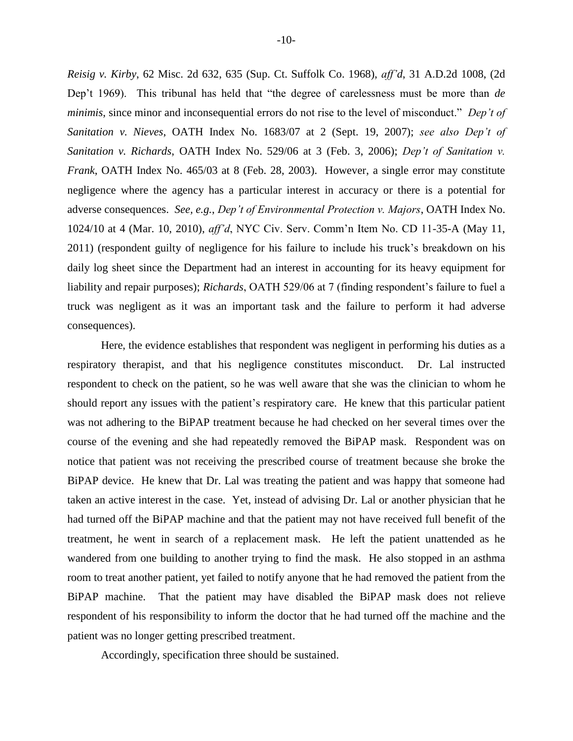*Reisig v. Kirby*, 62 Misc. 2d 632, 635 (Sup. Ct. Suffolk Co. 1968), *aff'd*, 31 A.D.2d 1008, (2d Dep't 1969). This tribunal has held that "the degree of carelessness must be more than *de minimis*, since minor and inconsequential errors do not rise to the level of misconduct." *Dep't of Sanitation v. Nieves*, OATH Index No. 1683/07 at 2 (Sept. 19, 2007); *see also Dep't of Sanitation v. Richards*, OATH Index No. 529/06 at 3 (Feb. 3, 2006); *Dep't of Sanitation v. Frank*, OATH Index No. 465/03 at 8 (Feb. 28, 2003). However, a single error may constitute negligence where the agency has a particular interest in accuracy or there is a potential for adverse consequences. *See, e.g.*, *Dep't of Environmental Protection v. Majors*, OATH Index No. 1024/10 at 4 (Mar. 10, 2010), *aff'd*, NYC Civ. Serv. Comm'n Item No. CD 11-35-A (May 11, 2011) (respondent guilty of negligence for his failure to include his truck's breakdown on his daily log sheet since the Department had an interest in accounting for its heavy equipment for liability and repair purposes); *Richards*, OATH 529/06 at 7 (finding respondent's failure to fuel a truck was negligent as it was an important task and the failure to perform it had adverse consequences).

Here, the evidence establishes that respondent was negligent in performing his duties as a respiratory therapist, and that his negligence constitutes misconduct. Dr. Lal instructed respondent to check on the patient, so he was well aware that she was the clinician to whom he should report any issues with the patient's respiratory care. He knew that this particular patient was not adhering to the BiPAP treatment because he had checked on her several times over the course of the evening and she had repeatedly removed the BiPAP mask. Respondent was on notice that patient was not receiving the prescribed course of treatment because she broke the BiPAP device. He knew that Dr. Lal was treating the patient and was happy that someone had taken an active interest in the case. Yet, instead of advising Dr. Lal or another physician that he had turned off the BiPAP machine and that the patient may not have received full benefit of the treatment, he went in search of a replacement mask. He left the patient unattended as he wandered from one building to another trying to find the mask. He also stopped in an asthma room to treat another patient, yet failed to notify anyone that he had removed the patient from the BiPAP machine. That the patient may have disabled the BiPAP mask does not relieve respondent of his responsibility to inform the doctor that he had turned off the machine and the patient was no longer getting prescribed treatment.

Accordingly, specification three should be sustained.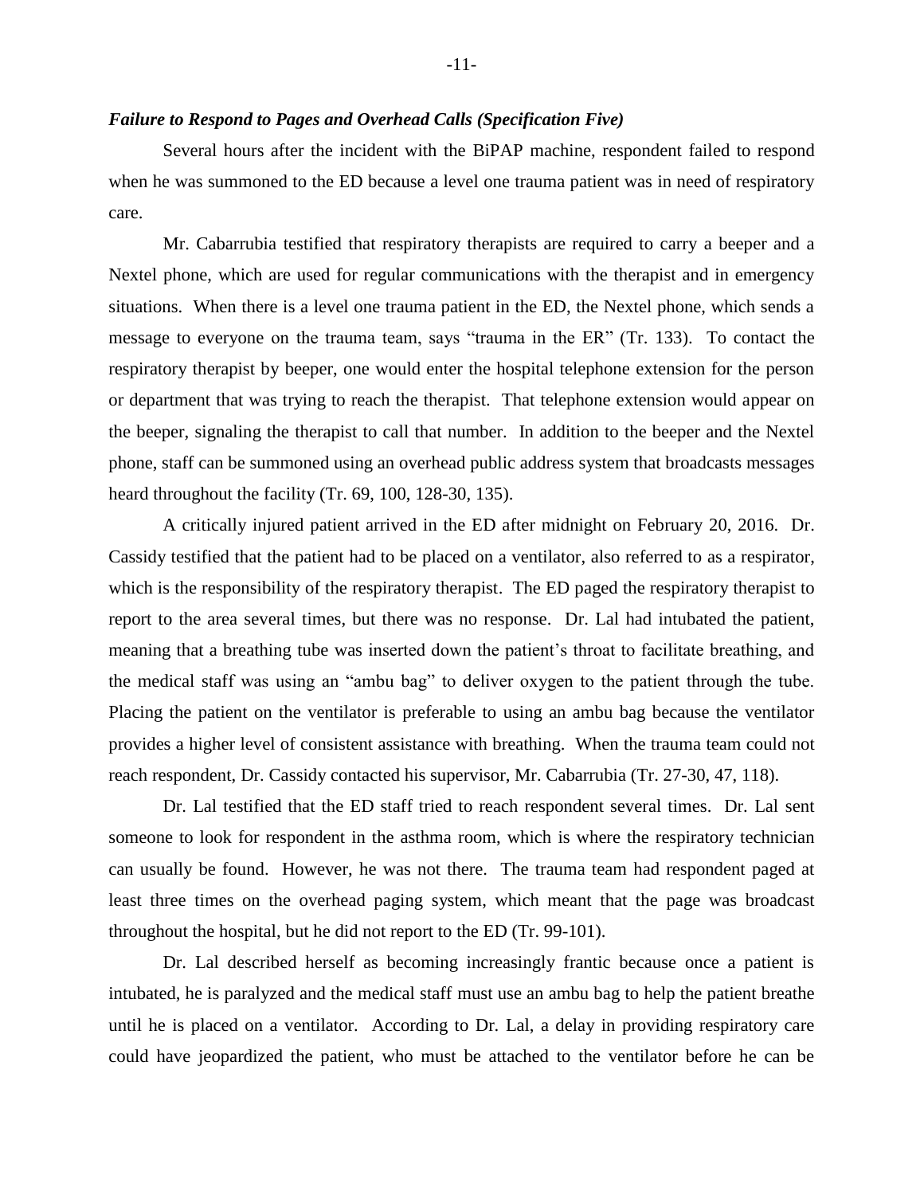***Failure to Respond to Pages and Overhead Calls (Specification Five)***

Several hours after the incident with the BiPAP machine, respondent failed to respond when he was summoned to the ED because a level one trauma patient was in need of respiratory care.

Mr. Cabarrubia testified that respiratory therapists are required to carry a beeper and a Nextel phone, which are used for regular communications with the therapist and in emergency situations. When there is a level one trauma patient in the ED, the Nextel phone, which sends a message to everyone on the trauma team, says "trauma in the ER" (Tr. 133). To contact the respiratory therapist by beeper, one would enter the hospital telephone extension for the person or department that was trying to reach the therapist. That telephone extension would appear on the beeper, signaling the therapist to call that number. In addition to the beeper and the Nextel phone, staff can be summoned using an overhead public address system that broadcasts messages heard throughout the facility (Tr. 69, 100, 128-30, 135).

A critically injured patient arrived in the ED after midnight on February 20, 2016. Dr. Cassidy testified that the patient had to be placed on a ventilator, also referred to as a respirator, which is the responsibility of the respiratory therapist. The ED paged the respiratory therapist to report to the area several times, but there was no response. Dr. Lal had intubated the patient, meaning that a breathing tube was inserted down the patient's throat to facilitate breathing, and the medical staff was using an "ambu bag" to deliver oxygen to the patient through the tube. Placing the patient on the ventilator is preferable to using an ambu bag because the ventilator provides a higher level of consistent assistance with breathing. When the trauma team could not reach respondent, Dr. Cassidy contacted his supervisor, Mr. Cabarrubia (Tr. 27-30, 47, 118).

Dr. Lal testified that the ED staff tried to reach respondent several times. Dr. Lal sent someone to look for respondent in the asthma room, which is where the respiratory technician can usually be found. However, he was not there. The trauma team had respondent paged at least three times on the overhead paging system, which meant that the page was broadcast throughout the hospital, but he did not report to the ED (Tr. 99-101).

Dr. Lal described herself as becoming increasingly frantic because once a patient is intubated, he is paralyzed and the medical staff must use an ambu bag to help the patient breathe until he is placed on a ventilator. According to Dr. Lal, a delay in providing respiratory care could have jeopardized the patient, who must be attached to the ventilator before he can be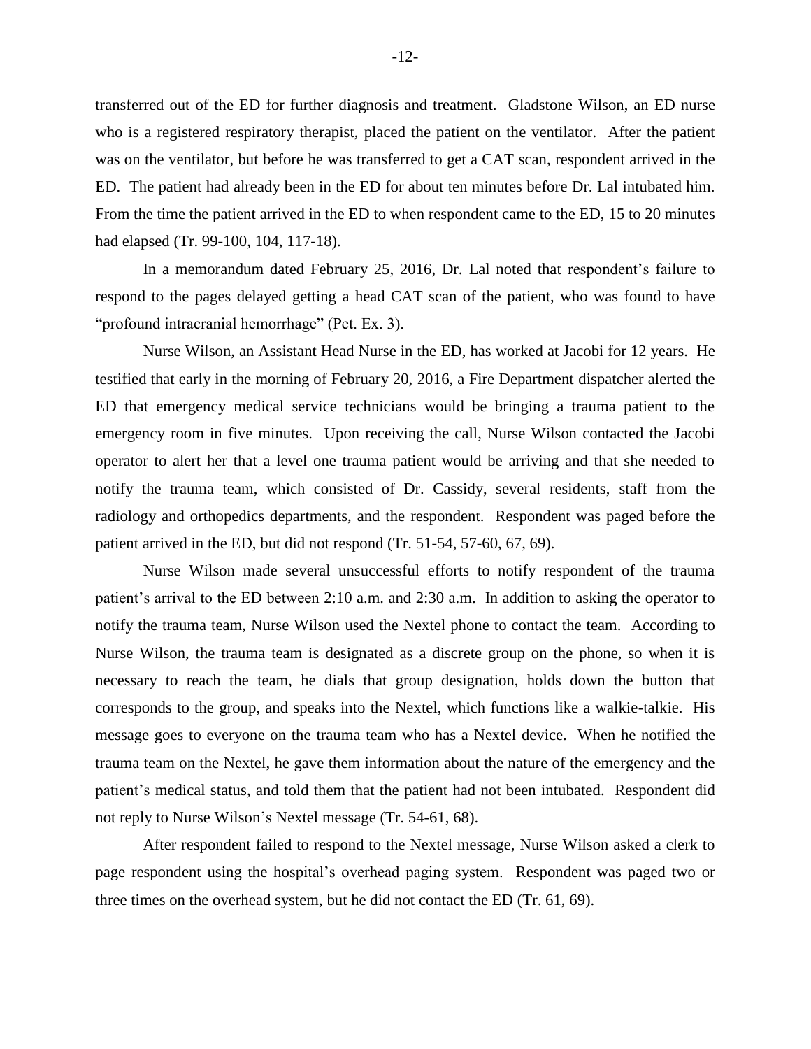transferred out of the ED for further diagnosis and treatment. Gladstone Wilson, an ED nurse who is a registered respiratory therapist, placed the patient on the ventilator. After the patient was on the ventilator, but before he was transferred to get a CAT scan, respondent arrived in the ED. The patient had already been in the ED for about ten minutes before Dr. Lal intubated him. From the time the patient arrived in the ED to when respondent came to the ED, 15 to 20 minutes had elapsed (Tr. 99-100, 104, 117-18).

In a memorandum dated February 25, 2016, Dr. Lal noted that respondent's failure to respond to the pages delayed getting a head CAT scan of the patient, who was found to have "profound intracranial hemorrhage" (Pet. Ex. 3).

Nurse Wilson, an Assistant Head Nurse in the ED, has worked at Jacobi for 12 years. He testified that early in the morning of February 20, 2016, a Fire Department dispatcher alerted the ED that emergency medical service technicians would be bringing a trauma patient to the emergency room in five minutes. Upon receiving the call, Nurse Wilson contacted the Jacobi operator to alert her that a level one trauma patient would be arriving and that she needed to notify the trauma team, which consisted of Dr. Cassidy, several residents, staff from the radiology and orthopedics departments, and the respondent. Respondent was paged before the patient arrived in the ED, but did not respond (Tr. 51-54, 57-60, 67, 69).

Nurse Wilson made several unsuccessful efforts to notify respondent of the trauma patient's arrival to the ED between 2:10 a.m. and 2:30 a.m. In addition to asking the operator to notify the trauma team, Nurse Wilson used the Nextel phone to contact the team. According to Nurse Wilson, the trauma team is designated as a discrete group on the phone, so when it is necessary to reach the team, he dials that group designation, holds down the button that corresponds to the group, and speaks into the Nextel, which functions like a walkie-talkie. His message goes to everyone on the trauma team who has a Nextel device. When he notified the trauma team on the Nextel, he gave them information about the nature of the emergency and the patient's medical status, and told them that the patient had not been intubated. Respondent did not reply to Nurse Wilson's Nextel message (Tr. 54-61, 68).

After respondent failed to respond to the Nextel message, Nurse Wilson asked a clerk to page respondent using the hospital's overhead paging system. Respondent was paged two or three times on the overhead system, but he did not contact the ED (Tr. 61, 69).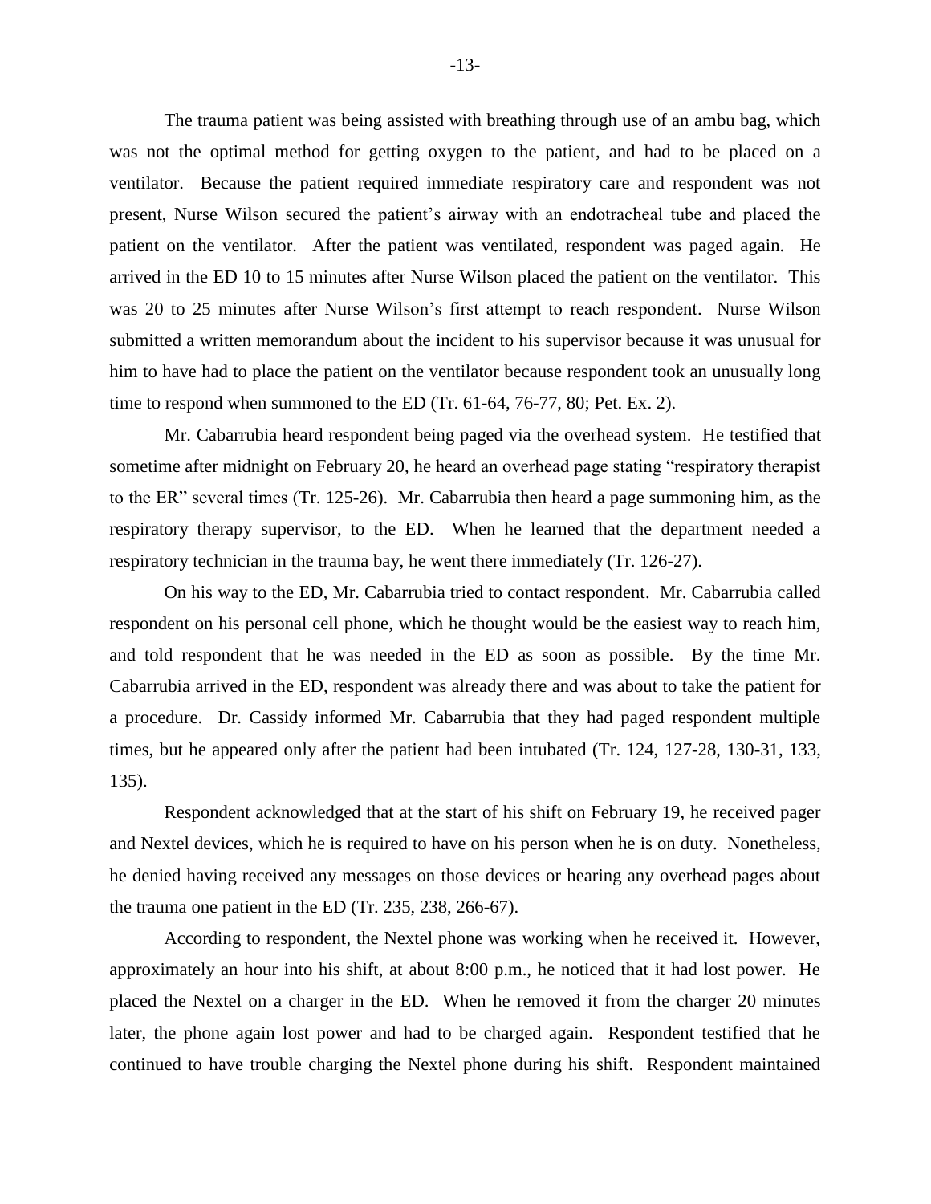The trauma patient was being assisted with breathing through use of an ambu bag, which was not the optimal method for getting oxygen to the patient, and had to be placed on a ventilator. Because the patient required immediate respiratory care and respondent was not present, Nurse Wilson secured the patient's airway with an endotracheal tube and placed the patient on the ventilator. After the patient was ventilated, respondent was paged again. He arrived in the ED 10 to 15 minutes after Nurse Wilson placed the patient on the ventilator. This was 20 to 25 minutes after Nurse Wilson's first attempt to reach respondent. Nurse Wilson submitted a written memorandum about the incident to his supervisor because it was unusual for him to have had to place the patient on the ventilator because respondent took an unusually long time to respond when summoned to the ED (Tr. 61-64, 76-77, 80; Pet. Ex. 2).

Mr. Cabarrubia heard respondent being paged via the overhead system. He testified that sometime after midnight on February 20, he heard an overhead page stating "respiratory therapist to the ER" several times (Tr. 125-26). Mr. Cabarrubia then heard a page summoning him, as the respiratory therapy supervisor, to the ED. When he learned that the department needed a respiratory technician in the trauma bay, he went there immediately (Tr. 126-27).

On his way to the ED, Mr. Cabarrubia tried to contact respondent. Mr. Cabarrubia called respondent on his personal cell phone, which he thought would be the easiest way to reach him, and told respondent that he was needed in the ED as soon as possible. By the time Mr. Cabarrubia arrived in the ED, respondent was already there and was about to take the patient for a procedure. Dr. Cassidy informed Mr. Cabarrubia that they had paged respondent multiple times, but he appeared only after the patient had been intubated (Tr. 124, 127-28, 130-31, 133, 135).

Respondent acknowledged that at the start of his shift on February 19, he received pager and Nextel devices, which he is required to have on his person when he is on duty. Nonetheless, he denied having received any messages on those devices or hearing any overhead pages about the trauma one patient in the ED (Tr. 235, 238, 266-67).

According to respondent, the Nextel phone was working when he received it. However, approximately an hour into his shift, at about 8:00 p.m., he noticed that it had lost power. He placed the Nextel on a charger in the ED. When he removed it from the charger 20 minutes later, the phone again lost power and had to be charged again. Respondent testified that he continued to have trouble charging the Nextel phone during his shift. Respondent maintained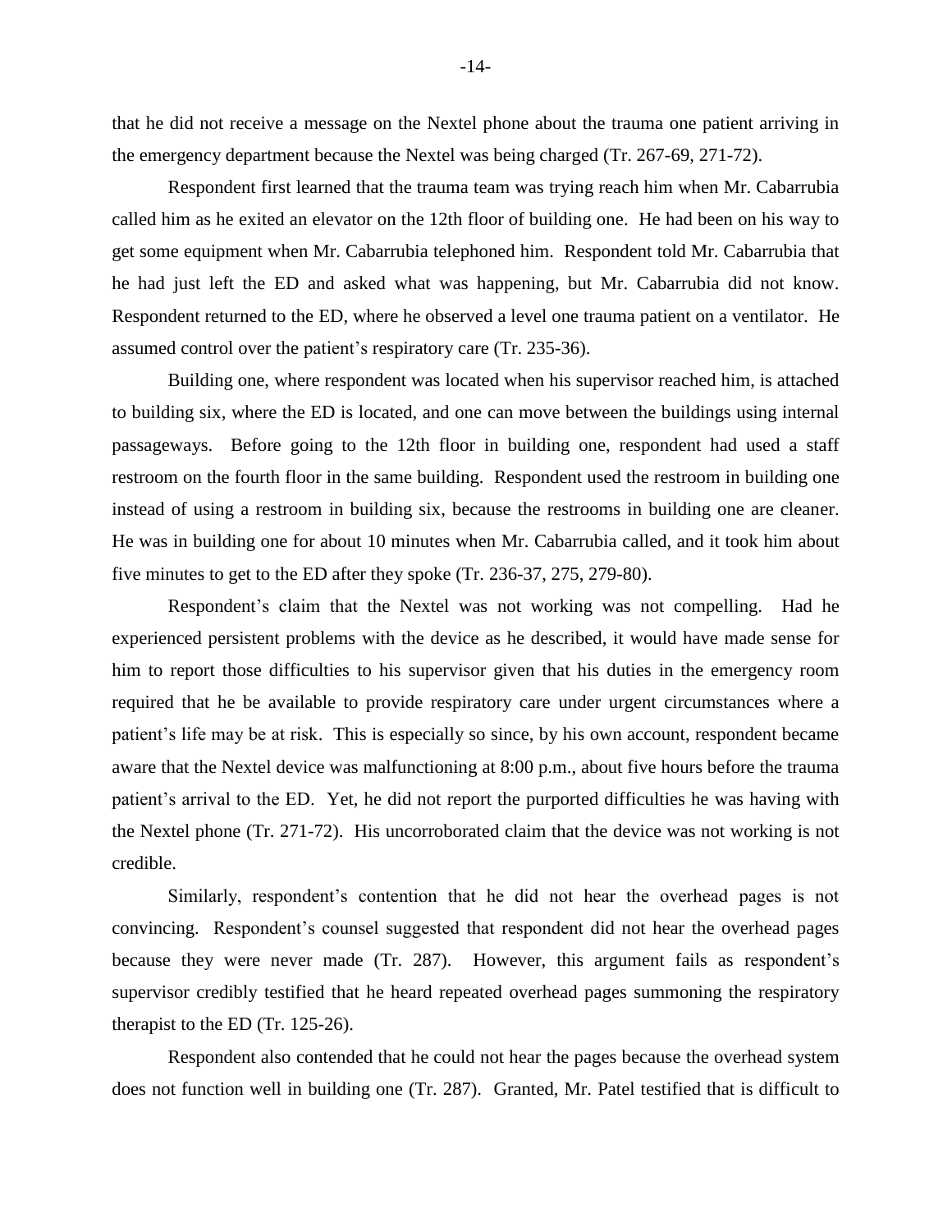that he did not receive a message on the Nextel phone about the trauma one patient arriving in the emergency department because the Nextel was being charged (Tr. 267-69, 271-72).

Respondent first learned that the trauma team was trying reach him when Mr. Cabarrubia called him as he exited an elevator on the 12th floor of building one. He had been on his way to get some equipment when Mr. Cabarrubia telephoned him. Respondent told Mr. Cabarrubia that he had just left the ED and asked what was happening, but Mr. Cabarrubia did not know. Respondent returned to the ED, where he observed a level one trauma patient on a ventilator. He assumed control over the patient's respiratory care (Tr. 235-36).

Building one, where respondent was located when his supervisor reached him, is attached to building six, where the ED is located, and one can move between the buildings using internal passageways. Before going to the 12th floor in building one, respondent had used a staff restroom on the fourth floor in the same building. Respondent used the restroom in building one instead of using a restroom in building six, because the restrooms in building one are cleaner. He was in building one for about 10 minutes when Mr. Cabarrubia called, and it took him about five minutes to get to the ED after they spoke (Tr. 236-37, 275, 279-80).

Respondent's claim that the Nextel was not working was not compelling. Had he experienced persistent problems with the device as he described, it would have made sense for him to report those difficulties to his supervisor given that his duties in the emergency room required that he be available to provide respiratory care under urgent circumstances where a patient's life may be at risk. This is especially so since, by his own account, respondent became aware that the Nextel device was malfunctioning at 8:00 p.m., about five hours before the trauma patient's arrival to the ED. Yet, he did not report the purported difficulties he was having with the Nextel phone (Tr. 271-72). His uncorroborated claim that the device was not working is not credible.

Similarly, respondent's contention that he did not hear the overhead pages is not convincing. Respondent's counsel suggested that respondent did not hear the overhead pages because they were never made (Tr. 287). However, this argument fails as respondent's supervisor credibly testified that he heard repeated overhead pages summoning the respiratory therapist to the ED (Tr. 125-26).

Respondent also contended that he could not hear the pages because the overhead system does not function well in building one (Tr. 287). Granted, Mr. Patel testified that is difficult to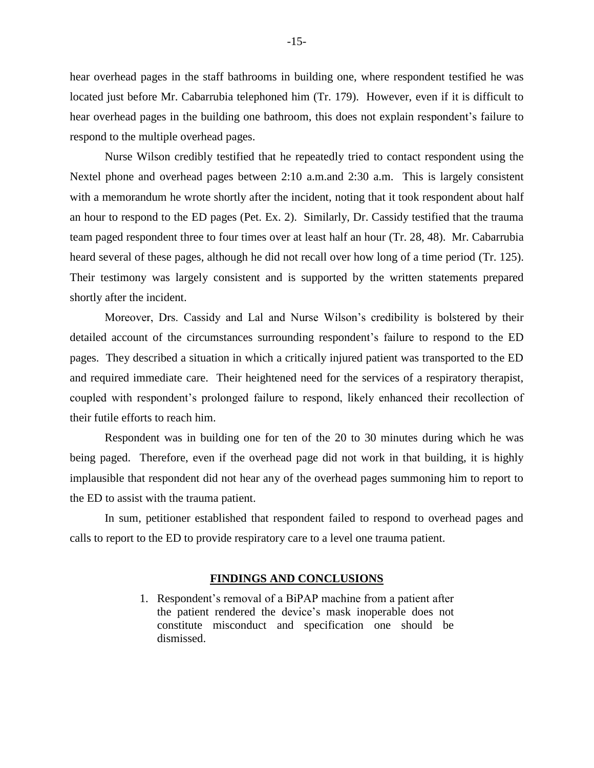hear overhead pages in the staff bathrooms in building one, where respondent testified he was located just before Mr. Cabarrubia telephoned him (Tr. 179). However, even if it is difficult to hear overhead pages in the building one bathroom, this does not explain respondent's failure to respond to the multiple overhead pages.

Nurse Wilson credibly testified that he repeatedly tried to contact respondent using the Nextel phone and overhead pages between 2:10 a.m.and 2:30 a.m. This is largely consistent with a memorandum he wrote shortly after the incident, noting that it took respondent about half an hour to respond to the ED pages (Pet. Ex. 2). Similarly, Dr. Cassidy testified that the trauma team paged respondent three to four times over at least half an hour (Tr. 28, 48). Mr. Cabarrubia heard several of these pages, although he did not recall over how long of a time period (Tr. 125). Their testimony was largely consistent and is supported by the written statements prepared shortly after the incident.

Moreover, Drs. Cassidy and Lal and Nurse Wilson's credibility is bolstered by their detailed account of the circumstances surrounding respondent's failure to respond to the ED pages. They described a situation in which a critically injured patient was transported to the ED and required immediate care. Their heightened need for the services of a respiratory therapist, coupled with respondent's prolonged failure to respond, likely enhanced their recollection of their futile efforts to reach him.

Respondent was in building one for ten of the 20 to 30 minutes during which he was being paged. Therefore, even if the overhead page did not work in that building, it is highly implausible that respondent did not hear any of the overhead pages summoning him to report to the ED to assist with the trauma patient.

In sum, petitioner established that respondent failed to respond to overhead pages and calls to report to the ED to provide respiratory care to a level one trauma patient.

## FINDINGS AND CONCLUSIONS

1. Respondent's removal of a BiPAP machine from a patient after the patient rendered the device's mask inoperable does not constitute misconduct and specification one should be dismissed.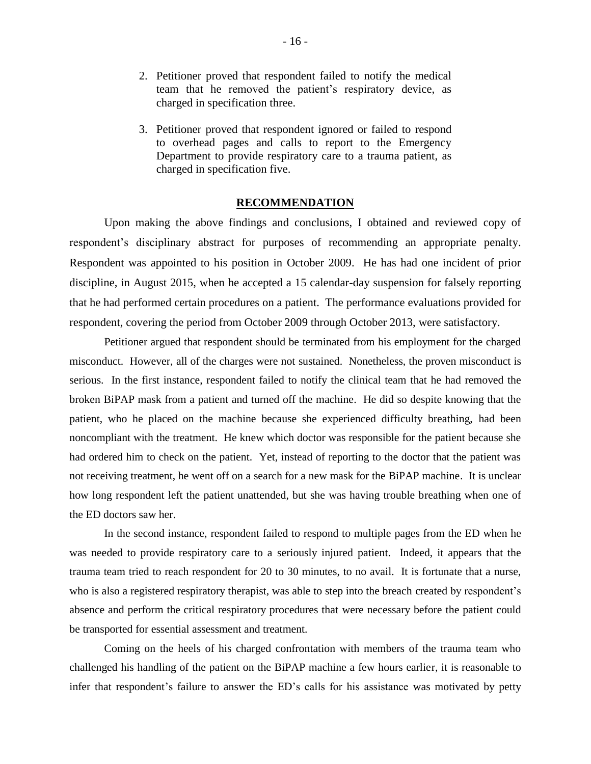2. Petitioner proved that respondent failed to notify the medical team that he removed the patient's respiratory device, as charged in specification three.

3. Petitioner proved that respondent ignored or failed to respond to overhead pages and calls to report to the Emergency Department to provide respiratory care to a trauma patient, as charged in specification five.

## RECOMMENDATION

Upon making the above findings and conclusions, I obtained and reviewed copy of respondent's disciplinary abstract for purposes of recommending an appropriate penalty. Respondent was appointed to his position in October 2009. He has had one incident of prior discipline, in August 2015, when he accepted a 15 calendar-day suspension for falsely reporting that he had performed certain procedures on a patient. The performance evaluations provided for respondent, covering the period from October 2009 through October 2013, were satisfactory.

Petitioner argued that respondent should be terminated from his employment for the charged misconduct. However, all of the charges were not sustained. Nonetheless, the proven misconduct is serious. In the first instance, respondent failed to notify the clinical team that he had removed the broken BiPAP mask from a patient and turned off the machine. He did so despite knowing that the patient, who he placed on the machine because she experienced difficulty breathing, had been noncompliant with the treatment. He knew which doctor was responsible for the patient because she had ordered him to check on the patient. Yet, instead of reporting to the doctor that the patient was not receiving treatment, he went off on a search for a new mask for the BiPAP machine. It is unclear how long respondent left the patient unattended, but she was having trouble breathing when one of the ED doctors saw her.

In the second instance, respondent failed to respond to multiple pages from the ED when he was needed to provide respiratory care to a seriously injured patient. Indeed, it appears that the trauma team tried to reach respondent for 20 to 30 minutes, to no avail. It is fortunate that a nurse, who is also a registered respiratory therapist, was able to step into the breach created by respondent's absence and perform the critical respiratory procedures that were necessary before the patient could be transported for essential assessment and treatment.

Coming on the heels of his charged confrontation with members of the trauma team who challenged his handling of the patient on the BiPAP machine a few hours earlier, it is reasonable to infer that respondent's failure to answer the ED's calls for his assistance was motivated by petty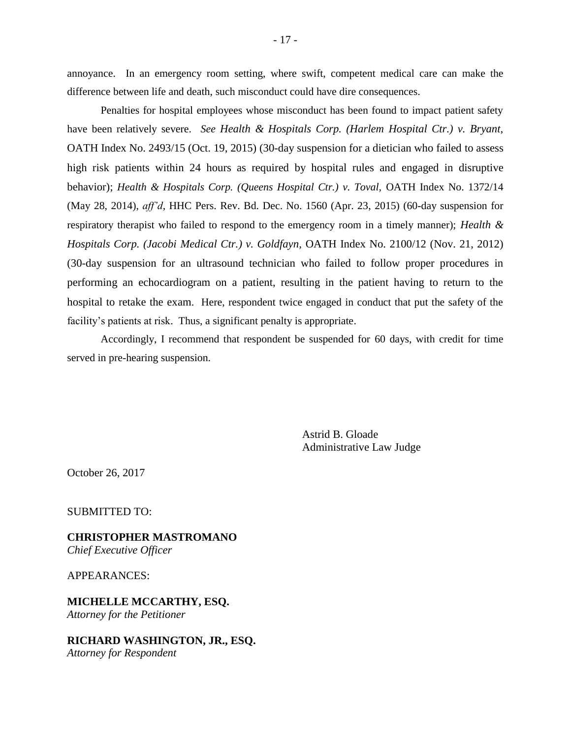annoyance. In an emergency room setting, where swift, competent medical care can make the difference between life and death, such misconduct could have dire consequences.

Penalties for hospital employees whose misconduct has been found to impact patient safety have been relatively severe. *See Health & Hospitals Corp. (Harlem Hospital Ctr.) v. Bryant*, OATH Index No. 2493/15 (Oct. 19, 2015) (30-day suspension for a dietician who failed to assess high risk patients within 24 hours as required by hospital rules and engaged in disruptive behavior); *Health & Hospitals Corp. (Queens Hospital Ctr.) v. Toval*, OATH Index No. 1372/14 (May 28, 2014), *aff'd*, HHC Pers. Rev. Bd. Dec. No. 1560 (Apr. 23, 2015) (60-day suspension for respiratory therapist who failed to respond to the emergency room in a timely manner); *Health & Hospitals Corp. (Jacobi Medical Ctr.) v. Goldfayn*, OATH Index No. 2100/12 (Nov. 21, 2012) (30-day suspension for an ultrasound technician who failed to follow proper procedures in performing an echocardiogram on a patient, resulting in the patient having to return to the hospital to retake the exam. Here, respondent twice engaged in conduct that put the safety of the facility's patients at risk. Thus, a significant penalty is appropriate.

Accordingly, I recommend that respondent be suspended for 60 days, with credit for time served in pre-hearing suspension.

Astrid B. Gloade
Administrative Law Judge

October 26, 2017

SUBMITTED TO:

**CHRISTOPHER MASTROMANO**
*Chief Executive Officer*

APPEARANCES:

**MICHELLE MCCARTHY, ESQ.**
*Attorney for the Petitioner*

**RICHARD WASHINGTON, JR., ESQ.**
*Attorney for Respondent*